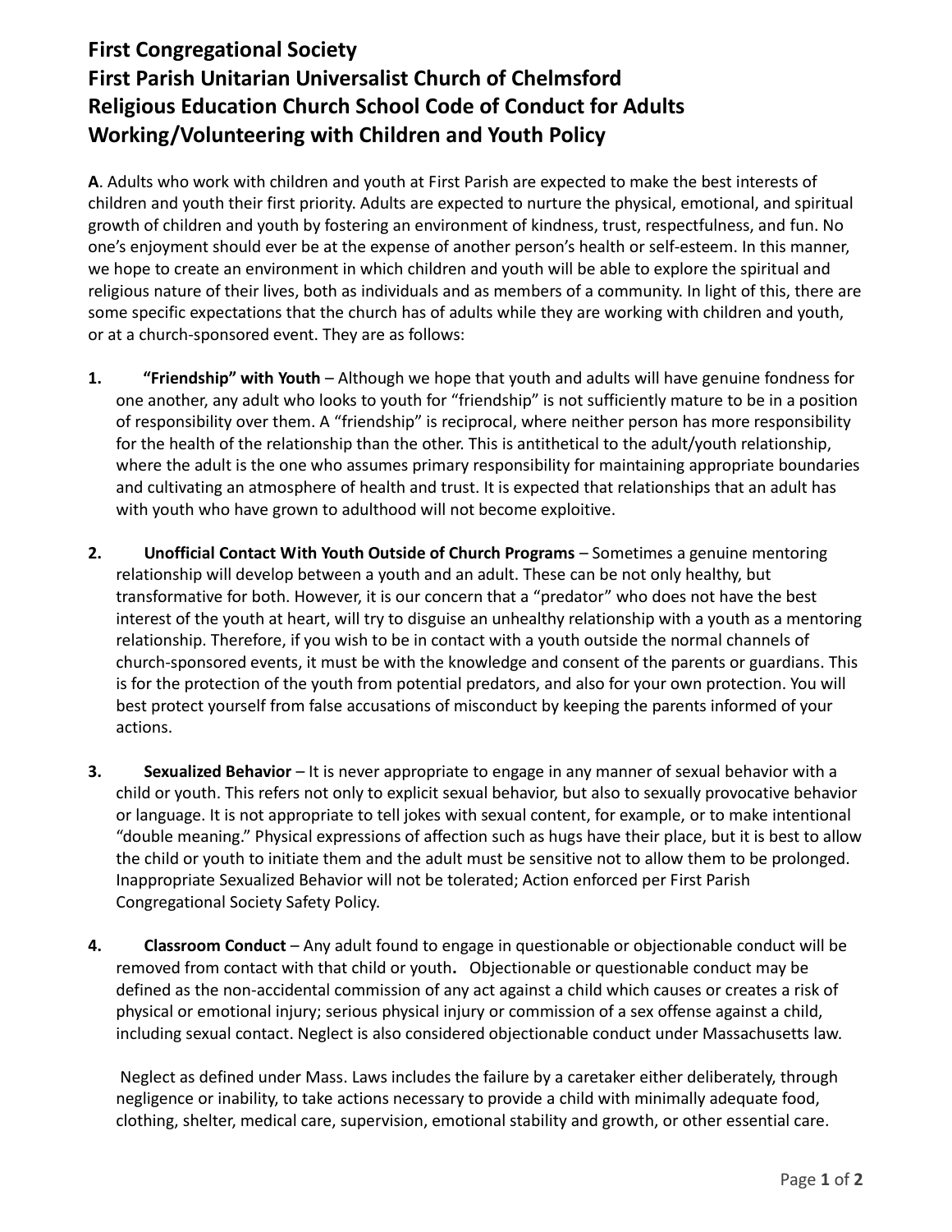# First Congregational Society
# First Parish Unitarian Universalist Church of Chelmsford
# Religious Education Church School Code of Conduct for Adults Working/Volunteering with Children and Youth Policy

**A**. Adults who work with children and youth at First Parish are expected to make the best interests of children and youth their first priority. Adults are expected to nurture the physical, emotional, and spiritual growth of children and youth by fostering an environment of kindness, trust, respectfulness, and fun. No one's enjoyment should ever be at the expense of another person's health or self-esteem. In this manner, we hope to create an environment in which children and youth will be able to explore the spiritual and religious nature of their lives, both as individuals and as members of a community. In light of this, there are some specific expectations that the church has of adults while they are working with children and youth, or at a church-sponsored event. They are as follows:

1. **"Friendship" with Youth** – Although we hope that youth and adults will have genuine fondness for one another, any adult who looks to youth for "friendship" is not sufficiently mature to be in a position of responsibility over them. A "friendship" is reciprocal, where neither person has more responsibility for the health of the relationship than the other. This is antithetical to the adult/youth relationship, where the adult is the one who assumes primary responsibility for maintaining appropriate boundaries and cultivating an atmosphere of health and trust. It is expected that relationships that an adult has with youth who have grown to adulthood will not become exploitive.

2. **Unofficial Contact With Youth Outside of Church Programs** – Sometimes a genuine mentoring relationship will develop between a youth and an adult. These can be not only healthy, but transformative for both. However, it is our concern that a "predator" who does not have the best interest of the youth at heart, will try to disguise an unhealthy relationship with a youth as a mentoring relationship. Therefore, if you wish to be in contact with a youth outside the normal channels of church-sponsored events, it must be with the knowledge and consent of the parents or guardians. This is for the protection of the youth from potential predators, and also for your own protection. You will best protect yourself from false accusations of misconduct by keeping the parents informed of your actions.

3. **Sexualized Behavior** – It is never appropriate to engage in any manner of sexual behavior with a child or youth. This refers not only to explicit sexual behavior, but also to sexually provocative behavior or language. It is not appropriate to tell jokes with sexual content, for example, or to make intentional "double meaning." Physical expressions of affection such as hugs have their place, but it is best to allow the child or youth to initiate them and the adult must be sensitive not to allow them to be prolonged. Inappropriate Sexualized Behavior will not be tolerated; Action enforced per First Parish Congregational Society Safety Policy.

4. **Classroom Conduct** – Any adult found to engage in questionable or objectionable conduct will be removed from contact with that child or youth**.** Objectionable or questionable conduct may be defined as the non-accidental commission of any act against a child which causes or creates a risk of physical or emotional injury; serious physical injury or commission of a sex offense against a child, including sexual contact. Neglect is also considered objectionable conduct under Massachusetts law.

   Neglect as defined under Mass. Laws includes the failure by a caretaker either deliberately, through negligence or inability, to take actions necessary to provide a child with minimally adequate food, clothing, shelter, medical care, supervision, emotional stability and growth, or other essential care.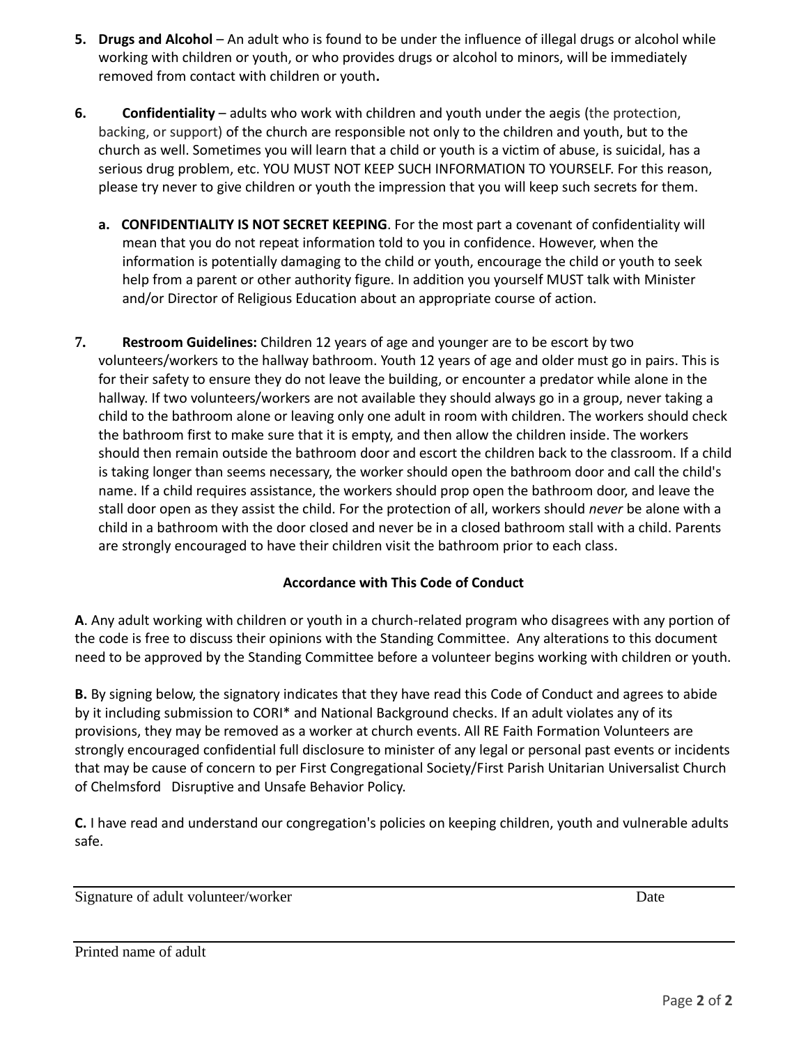5. **Drugs and Alcohol** – An adult who is found to be under the influence of illegal drugs or alcohol while working with children or youth, or who provides drugs or alcohol to minors, will be immediately removed from contact with children or youth**.**

6. **Confidentiality** – adults who work with children and youth under the aegis (the protection, backing, or support) of the church are responsible not only to the children and youth, but to the church as well. Sometimes you will learn that a child or youth is a victim of abuse, is suicidal, has a serious drug problem, etc. YOU MUST NOT KEEP SUCH INFORMATION TO YOURSELF. For this reason, please try never to give children or youth the impression that you will keep such secrets for them.

   a. **CONFIDENTIALITY IS NOT SECRET KEEPING**. For the most part a covenant of confidentiality will mean that you do not repeat information told to you in confidence. However, when the information is potentially damaging to the child or youth, encourage the child or youth to seek help from a parent or other authority figure. In addition you yourself MUST talk with Minister and/or Director of Religious Education about an appropriate course of action.

7. **Restroom Guidelines:** Children 12 years of age and younger are to be escort by two volunteers/workers to the hallway bathroom. Youth 12 years of age and older must go in pairs. This is for their safety to ensure they do not leave the building, or encounter a predator while alone in the hallway. If two volunteers/workers are not available they should always go in a group, never taking a child to the bathroom alone or leaving only one adult in room with children. The workers should check the bathroom first to make sure that it is empty, and then allow the children inside. The workers should then remain outside the bathroom door and escort the children back to the classroom. If a child is taking longer than seems necessary, the worker should open the bathroom door and call the child's name. If a child requires assistance, the workers should prop open the bathroom door, and leave the stall door open as they assist the child. For the protection of all, workers should *never* be alone with a child in a bathroom with the door closed and never be in a closed bathroom stall with a child. Parents are strongly encouraged to have their children visit the bathroom prior to each class.

### Accordance with This Code of Conduct

**A**. Any adult working with children or youth in a church-related program who disagrees with any portion of the code is free to discuss their opinions with the Standing Committee. Any alterations to this document need to be approved by the Standing Committee before a volunteer begins working with children or youth.

**B.** By signing below, the signatory indicates that they have read this Code of Conduct and agrees to abide by it including submission to CORI* and National Background checks. If an adult violates any of its provisions, they may be removed as a worker at church events. All RE Faith Formation Volunteers are strongly encouraged confidential full disclosure to minister of any legal or personal past events or incidents that may be cause of concern to per First Congregational Society/First Parish Unitarian Universalist Church of Chelmsford Disruptive and Unsafe Behavior Policy.

**C.** I have read and understand our congregation's policies on keeping children, youth and vulnerable adults safe.

______________________________________________________________________

Signature of adult volunteer/worker Date

______________________________________________________________________

Printed name of adult